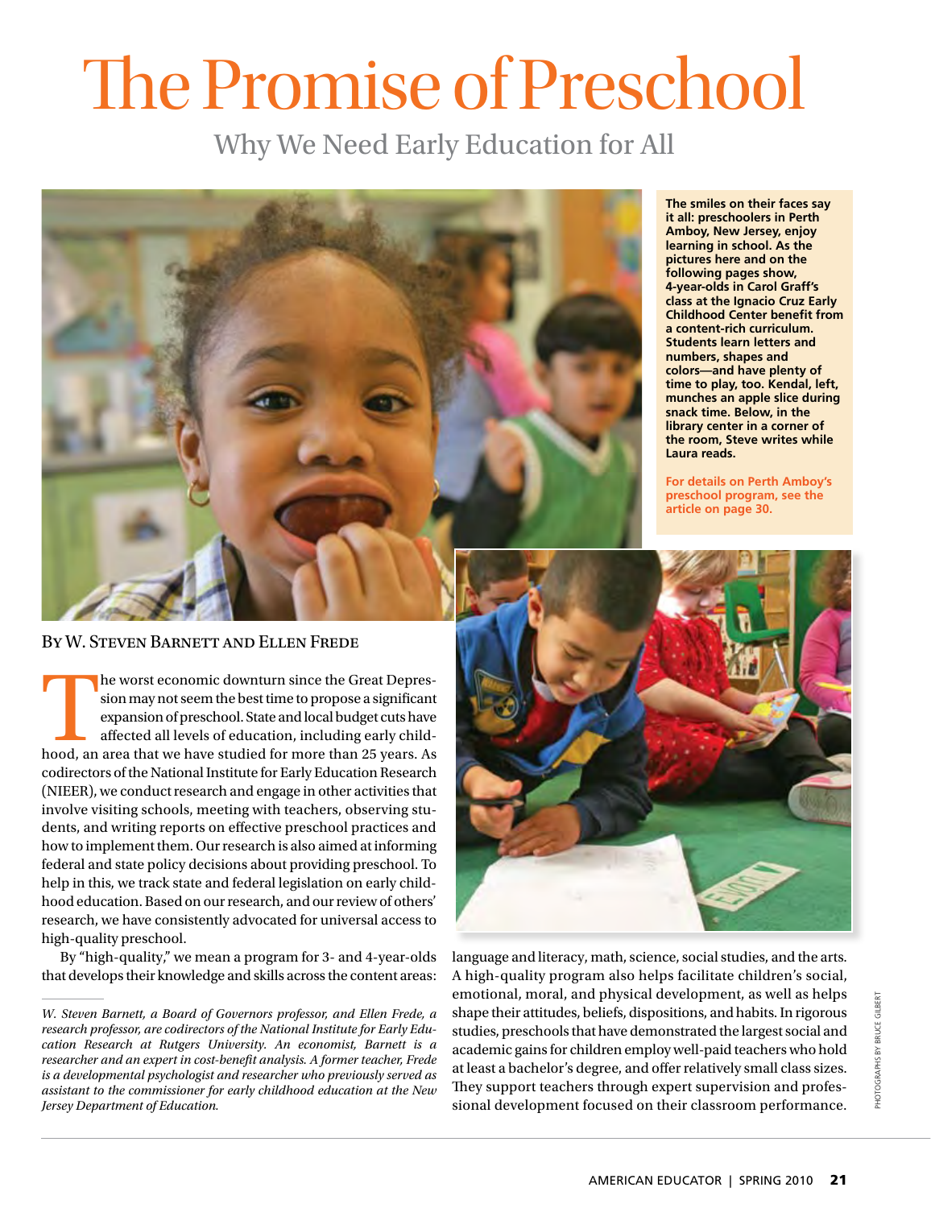# The Promise of Preschool

## Why We Need Early Education for All

**The smiles on their faces say it all: preschoolers in Perth Amboy, New Jersey, enjoy learning in school. As the pictures here and on the following pages show, 4-year-olds in Carol Graff's class at the Ignacio Cruz Early Childhood Center benefit from a content-rich curriculum. Students learn letters and numbers, shapes and colors—and have plenty of time to play, too. Kendal, left, munches an apple slice during snack time. Below, in the library center in a corner of the room, Steve writes while Laura reads.**

**For details on Perth Amboy's preschool program, see the article on page 30.**

By W. Steven Barnett and Ellen Frede

The worst economic downturn since the Great Depression may not seem the best time to propose a significant expansion of preschool. State and local budget cuts have affected all levels of education, including early childhood, an area that we have studied for more than 25 years. As codirectors of the National Institute for Early Education Research (NIEER), we conduct research and engage in other activities that involve visiting schools, meeting with teachers, observing students, and writing reports on effective preschool practices and how to implement them. Our research is also aimed at informing federal and state policy decisions about providing preschool. To help in this, we track state and federal legislation on early childhood education. Based on our research, and our review of others' research, we have consistently advocated for universal access to high-quality preschool.

By "high-quality," we mean a program for 3- and 4-year-olds that develops their knowledge and skills across the content areas: language and literacy, math, science, social studies, and the arts. A high-quality program also helps facilitate children's social, emotional, moral, and physical development, as well as helps shape their attitudes, beliefs, dispositions, and habits. In rigorous studies, preschools that have demonstrated the largest social and academic gains for children employ well-paid teachers who hold at least a bachelor's degree, and offer relatively small class sizes. They support teachers through expert supervision and professional development focused on their classroom performance.

*W. Steven Barnett, a Board of Governors professor, and Ellen Frede, a research professor, are codirectors of the National Institute for Early Education Research at Rutgers University. An economist, Barnett is a researcher and an expert in cost-benefit analysis. A former teacher, Frede is a developmental psychologist and researcher who previously served as assistant to the commissioner for early childhood education at the New Jersey Department of Education.*

PHOTOGRAPHS BY BRUCE GILBERT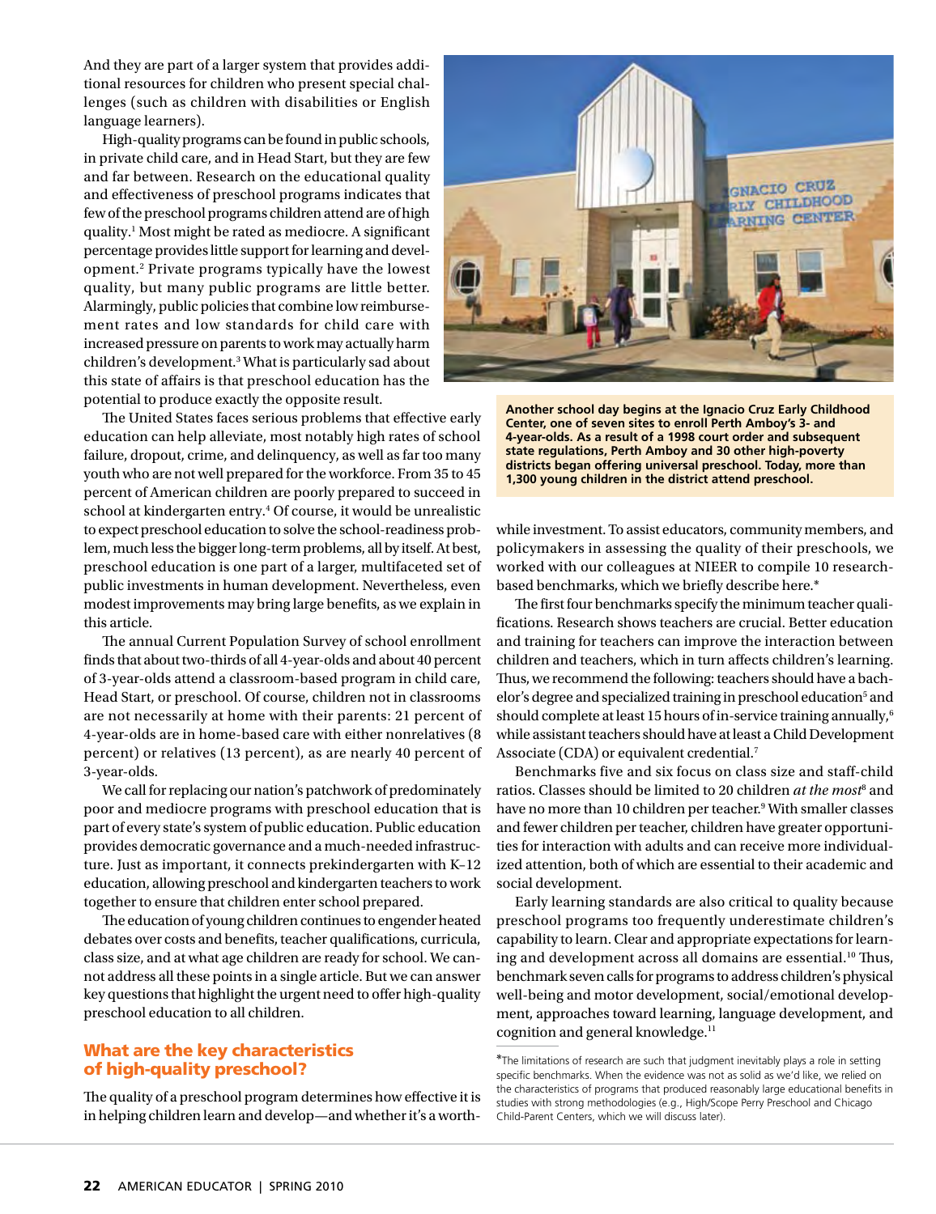And they are part of a larger system that provides additional resources for children who present special challenges (such as children with disabilities or English language learners).

High-quality programs can be found in public schools, in private child care, and in Head Start, but they are few and far between. Research on the educational quality and effectiveness of preschool programs indicates that few of the preschool programs children attend are of high quality.[1] Most might be rated as mediocre. A significant percentage provides little support for learning and development.[2] Private programs typically have the lowest quality, but many public programs are little better. Alarmingly, public policies that combine low reimbursement rates and low standards for child care with increased pressure on parents to work may actually harm children's development.[3] What is particularly sad about this state of affairs is that preschool education has the potential to produce exactly the opposite result.

The United States faces serious problems that effective early education can help alleviate, most notably high rates of school failure, dropout, crime, and delinquency, as well as far too many youth who are not well prepared for the workforce. From 35 to 45 percent of American children are poorly prepared to succeed in school at kindergarten entry.[4] Of course, it would be unrealistic to expect preschool education to solve the school-readiness problem, much less the bigger long-term problems, all by itself. At best, preschool education is one part of a larger, multifaceted set of public investments in human development. Nevertheless, even modest improvements may bring large benefits, as we explain in this article.

The annual Current Population Survey of school enrollment finds that about two-thirds of all 4-year-olds and about 40 percent of 3-year-olds attend a classroom-based program in child care, Head Start, or preschool. Of course, children not in classrooms are not necessarily at home with their parents: 21 percent of 4-year-olds are in home-based care with either nonrelatives (8 percent) or relatives (13 percent), as are nearly 40 percent of 3-year-olds.

We call for replacing our nation's patchwork of predominately poor and mediocre programs with preschool education that is part of every state's system of public education. Public education provides democratic governance and a much-needed infrastructure. Just as important, it connects prekindergarten with K–12 education, allowing preschool and kindergarten teachers to work together to ensure that children enter school prepared.

The education of young children continues to engender heated debates over costs and benefits, teacher qualifications, curricula, class size, and at what age children are ready for school. We cannot address all these points in a single article. But we can answer key questions that highlight the urgent need to offer high-quality preschool education to all children.

## What are the key characteristics of high-quality preschool?

The quality of a preschool program determines how effective it is in helping children learn and develop—and whether it's a worthwhile investment. To assist educators, community members, and policymakers in assessing the quality of their preschools, we worked with our colleagues at NIEER to compile 10 research-based benchmarks, which we briefly describe here.*

The first four benchmarks specify the minimum teacher qualifications. Research shows teachers are crucial. Better education and training for teachers can improve the interaction between children and teachers, which in turn affects children's learning. Thus, we recommend the following: teachers should have a bachelor's degree and specialized training in preschool education[5] and should complete at least 15 hours of in-service training annually,[6] while assistant teachers should have at least a Child Development Associate (CDA) or equivalent credential.[7]

Benchmarks five and six focus on class size and staff-child ratios. Classes should be limited to 20 children *at the most*[8] and have no more than 10 children per teacher.[9] With smaller classes and fewer children per teacher, children have greater opportunities for interaction with adults and can receive more individualized attention, both of which are essential to their academic and social development.

Early learning standards are also critical to quality because preschool programs too frequently underestimate children's capability to learn. Clear and appropriate expectations for learning and development across all domains are essential.[10] Thus, benchmark seven calls for programs to address children's physical well-being and motor development, social/emotional development, approaches toward learning, language development, and cognition and general knowledge.[11]

**Another school day begins at the Ignacio Cruz Early Childhood Center, one of seven sites to enroll Perth Amboy's 3- and 4-year-olds. As a result of a 1998 court order and subsequent state regulations, Perth Amboy and 30 other high-poverty districts began offering universal preschool. Today, more than 1,300 young children in the district attend preschool.**

*The limitations of research are such that judgment inevitably plays a role in setting specific benchmarks. When the evidence was not as solid as we'd like, we relied on the characteristics of programs that produced reasonably large educational benefits in studies with strong methodologies (e.g., High/Scope Perry Preschool and Chicago Child-Parent Centers, which we will discuss later).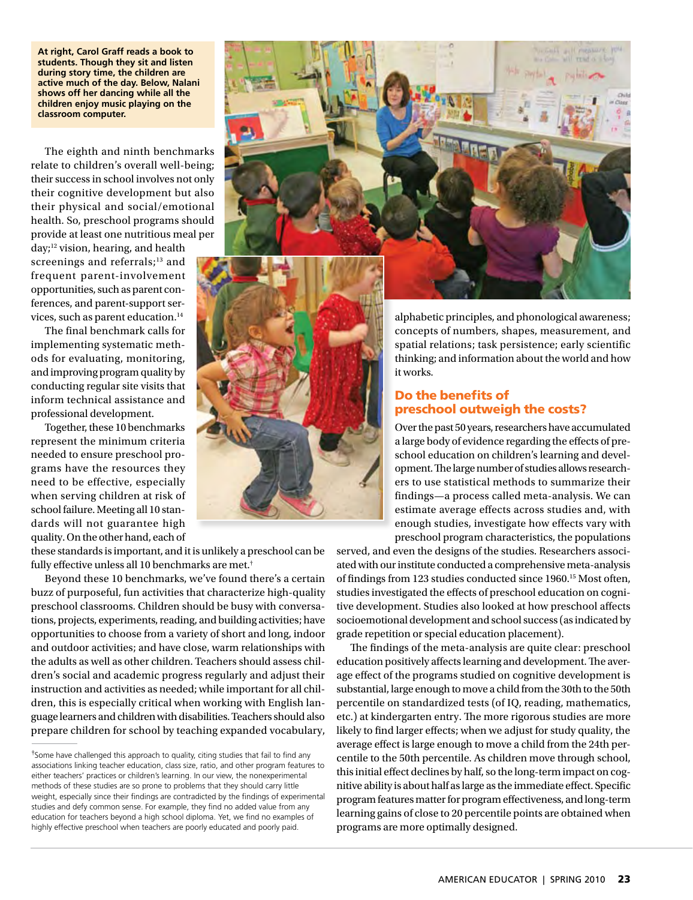**At right, Carol Graff reads a book to students. Though they sit and listen during story time, the children are active much of the day. Below, Nalani shows off her dancing while all the children enjoy music playing on the classroom computer.**

The eighth and ninth benchmarks relate to children's overall well-being; their success in school involves not only their cognitive development but also their physical and social/emotional health. So, preschool programs should provide at least one nutritious meal per day;[12] vision, hearing, and health screenings and referrals;[13] and frequent parent-involvement opportunities, such as parent conferences, and parent-support services, such as parent education.[14]

The final benchmark calls for implementing systematic methods for evaluating, monitoring, and improving program quality by conducting regular site visits that inform technical assistance and professional development.

Together, these 10 benchmarks represent the minimum criteria needed to ensure preschool programs have the resources they need to be effective, especially when serving children at risk of school failure. Meeting all 10 standards will not guarantee high quality. On the other hand, each of these standards is important, and it is unlikely a preschool can be fully effective unless all 10 benchmarks are met.†

Beyond these 10 benchmarks, we've found there's a certain buzz of purposeful, fun activities that characterize high-quality preschool classrooms. Children should be busy with conversations, projects, experiments, reading, and building activities; have opportunities to choose from a variety of short and long, indoor and outdoor activities; and have close, warm relationships with the adults as well as other children. Teachers should assess children's social and academic progress regularly and adjust their instruction and activities as needed; while important for all children, this is especially critical when working with English language learners and children with disabilities. Teachers should also prepare children for school by teaching expanded vocabulary, alphabetic principles, and phonological awareness; concepts of numbers, shapes, measurement, and spatial relations; task persistence; early scientific thinking; and information about the world and how it works.

## Do the benefits of preschool outweigh the costs?

Over the past 50 years, researchers have accumulated a large body of evidence regarding the effects of preschool education on children's learning and development. The large number of studies allows researchers to use statistical methods to summarize their findings—a process called meta-analysis. We can estimate average effects across studies and, with enough studies, investigate how effects vary with preschool program characteristics, the populations served, and even the designs of the studies. Researchers associated with our institute conducted a comprehensive meta-analysis of findings from 123 studies conducted since 1960.[15] Most often, studies investigated the effects of preschool education on cognitive development. Studies also looked at how preschool affects socioemotional development and school success (as indicated by grade repetition or special education placement).

The findings of the meta-analysis are quite clear: preschool education positively affects learning and development. The average effect of the programs studied on cognitive development is substantial, large enough to move a child from the 30th to the 50th percentile on standardized tests (of IQ, reading, mathematics, etc.) at kindergarten entry. The more rigorous studies are more likely to find larger effects; when we adjust for study quality, the average effect is large enough to move a child from the 24th percentile to the 50th percentile. As children move through school, this initial effect declines by half, so the long-term impact on cognitive ability is about half as large as the immediate effect. Specific program features matter for program effectiveness, and long-term learning gains of close to 20 percentile points are obtained when programs are more optimally designed.

†Some have challenged this approach to quality, citing studies that fail to find any associations linking teacher education, class size, ratio, and other program features to either teachers' practices or children's learning. In our view, the nonexperimental methods of these studies are so prone to problems that they should carry little weight, especially since their findings are contradicted by the findings of experimental studies and defy common sense. For example, they find no added value from any education for teachers beyond a high school diploma. Yet, we find no examples of highly effective preschool when teachers are poorly educated and poorly paid.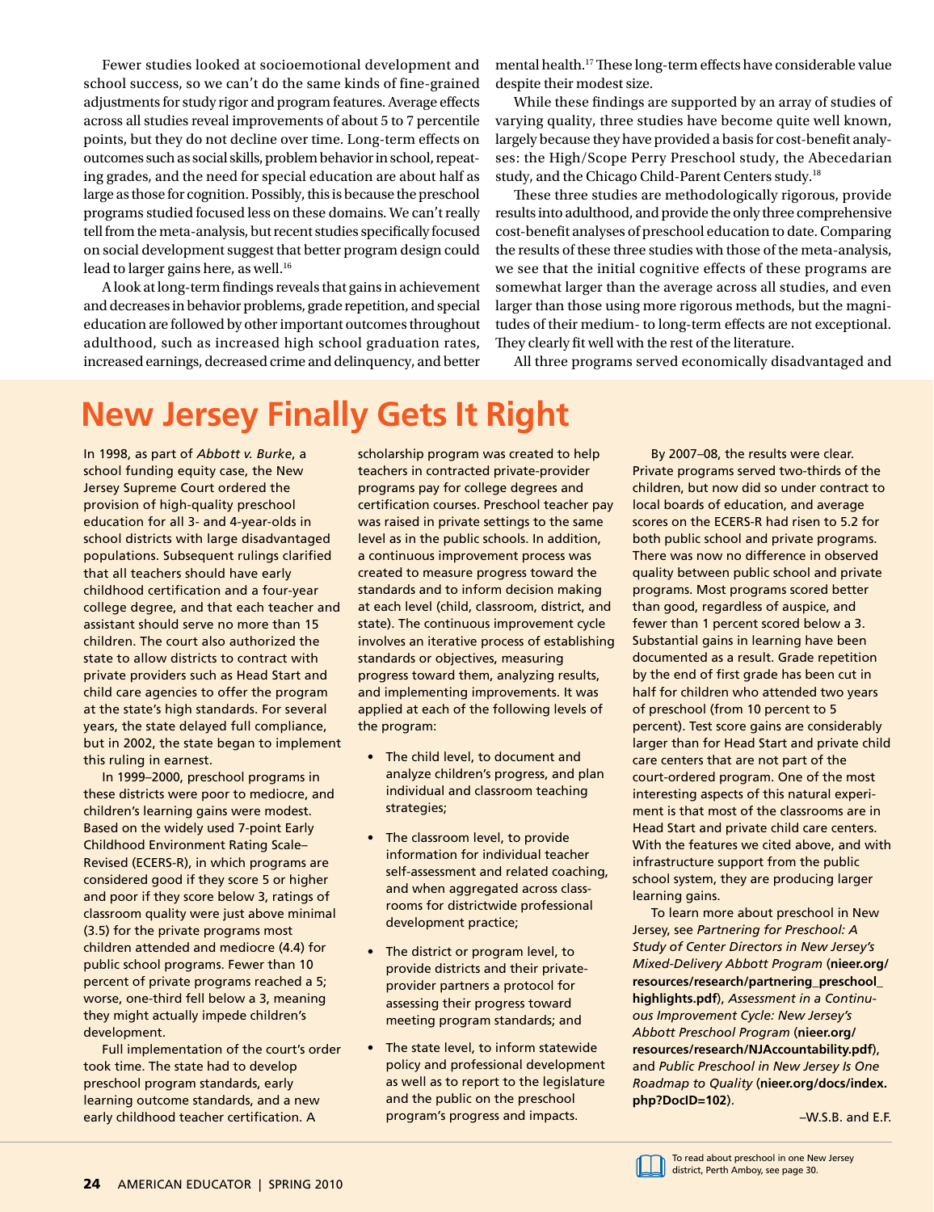Fewer studies looked at socioemotional development and school success, so we can't do the same kinds of fine-grained adjustments for study rigor and program features. Average effects across all studies reveal improvements of about 5 to 7 percentile points, but they do not decline over time. Long-term effects on outcomes such as social skills, problem behavior in school, repeating grades, and the need for special education are about half as large as those for cognition. Possibly, this is because the preschool programs studied focused less on these domains. We can't really tell from the meta-analysis, but recent studies specifically focused on social development suggest that better program design could lead to larger gains here, as well.[16]

A look at long-term findings reveals that gains in achievement and decreases in behavior problems, grade repetition, and special education are followed by other important outcomes throughout adulthood, such as increased high school graduation rates, increased earnings, decreased crime and delinquency, and better mental health.[17] These long-term effects have considerable value despite their modest size.

While these findings are supported by an array of studies of varying quality, three studies have become quite well known, largely because they have provided a basis for cost-benefit analyses: the High/Scope Perry Preschool study, the Abecedarian study, and the Chicago Child-Parent Centers study.[18]

These three studies are methodologically rigorous, provide results into adulthood, and provide the only three comprehensive cost-benefit analyses of preschool education to date. Comparing the results of these three studies with those of the meta-analysis, we see that the initial cognitive effects of these programs are somewhat larger than the average across all studies, and even larger than those using more rigorous methods, but the magnitudes of their medium- to long-term effects are not exceptional. They clearly fit well with the rest of the literature.

All three programs served economically disadvantaged and

## New Jersey Finally Gets It Right

In 1998, as part of *Abbott v. Burke*, a school funding equity case, the New Jersey Supreme Court ordered the provision of high-quality preschool education for all 3- and 4-year-olds in school districts with large disadvantaged populations. Subsequent rulings clarified that all teachers should have early childhood certification and a four-year college degree, and that each teacher and assistant should serve no more than 15 children. The court also authorized the state to allow districts to contract with private providers such as Head Start and child care agencies to offer the program at the state's high standards. For several years, the state delayed full compliance, but in 2002, the state began to implement this ruling in earnest.

In 1999–2000, preschool programs in these districts were poor to mediocre, and children's learning gains were modest. Based on the widely used 7-point Early Childhood Environment Rating Scale–Revised (ECERS-R), in which programs are considered good if they score 5 or higher and poor if they score below 3, ratings of classroom quality were just above minimal (3.5) for the private programs most children attended and mediocre (4.4) for public school programs. Fewer than 10 percent of private programs reached a 5; worse, one-third fell below a 3, meaning they might actually impede children's development.

Full implementation of the court's order took time. The state had to develop preschool program standards, early learning outcome standards, and a new early childhood teacher certification. A scholarship program was created to help teachers in contracted private-provider programs pay for college degrees and certification courses. Preschool teacher pay was raised in private settings to the same level as in the public schools. In addition, a continuous improvement process was created to measure progress toward the standards and to inform decision making at each level (child, classroom, district, and state). The continuous improvement cycle involves an iterative process of establishing standards or objectives, measuring progress toward them, analyzing results, and implementing improvements. It was applied at each of the following levels of the program:

- The child level, to document and analyze children's progress, and plan individual and classroom teaching strategies;
- The classroom level, to provide information for individual teacher self-assessment and related coaching, and when aggregated across classrooms for districtwide professional development practice;
- The district or program level, to provide districts and their private-provider partners a protocol for assessing their progress toward meeting program standards; and
- The state level, to inform statewide policy and professional development as well as to report to the legislature and the public on the preschool program's progress and impacts.

By 2007–08, the results were clear. Private programs served two-thirds of the children, but now did so under contract to local boards of education, and average scores on the ECERS-R had risen to 5.2 for both public school and private programs. There was now no difference in observed quality between public school and private programs. Most programs scored better than good, regardless of auspice, and fewer than 1 percent scored below a 3. Substantial gains in learning have been documented as a result. Grade repetition by the end of first grade has been cut in half for children who attended two years of preschool (from 10 percent to 5 percent). Test score gains are considerably larger than for Head Start and private child care centers that are not part of the court-ordered program. One of the most interesting aspects of this natural experiment is that most of the classrooms are in Head Start and private child care centers. With the features we cited above, and with infrastructure support from the public school system, they are producing larger learning gains.

To learn more about preschool in New Jersey, see *Partnering for Preschool: A Study of Center Directors in New Jersey's Mixed-Delivery Abbott Program* (**nieer.org/resources/research/partnering_preschool_highlights.pdf**), *Assessment in a Continuous Improvement Cycle: New Jersey's Abbott Preschool Program* (**nieer.org/resources/research/NJAccountability.pdf**), and *Public Preschool in New Jersey Is One Roadmap to Quality* (**nieer.org/docs/index.php?DocID=102**).

–W.S.B. and E.F.

To read about preschool in one New Jersey district, Perth Amboy, see page 30.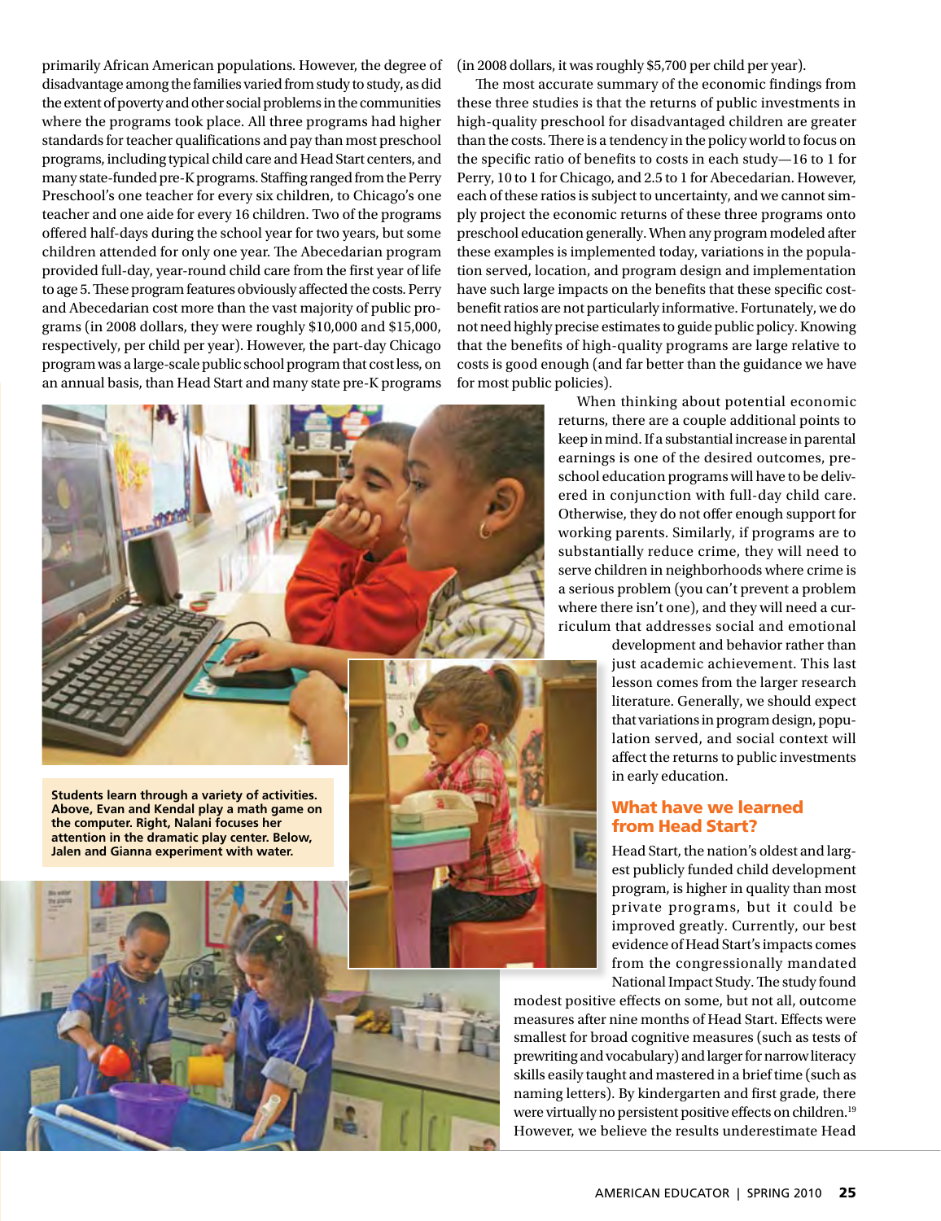primarily African American populations. However, the degree of disadvantage among the families varied from study to study, as did the extent of poverty and other social problems in the communities where the programs took place. All three programs had higher standards for teacher qualifications and pay than most preschool programs, including typical child care and Head Start centers, and many state-funded pre-K programs. Staffing ranged from the Perry Preschool's one teacher for every six children, to Chicago's one teacher and one aide for every 16 children. Two of the programs offered half-days during the school year for two years, but some children attended for only one year. The Abecedarian program provided full-day, year-round child care from the first year of life to age 5. These program features obviously affected the costs. Perry and Abecedarian cost more than the vast majority of public programs (in 2008 dollars, they were roughly $10,000 and $15,000, respectively, per child per year). However, the part-day Chicago program was a large-scale public school program that cost less, on an annual basis, than Head Start and many state pre-K programs (in 2008 dollars, it was roughly $5,700 per child per year).

The most accurate summary of the economic findings from these three studies is that the returns of public investments in high-quality preschool for disadvantaged children are greater than the costs. There is a tendency in the policy world to focus on the specific ratio of benefits to costs in each study—16 to 1 for Perry, 10 to 1 for Chicago, and 2.5 to 1 for Abecedarian. However, each of these ratios is subject to uncertainty, and we cannot simply project the economic returns of these three programs onto preschool education generally. When any program modeled after these examples is implemented today, variations in the population served, location, and program design and implementation have such large impacts on the benefits that these specific cost-benefit ratios are not particularly informative. Fortunately, we do not need highly precise estimates to guide public policy. Knowing that the benefits of high-quality programs are large relative to costs is good enough (and far better than the guidance we have for most public policies).

When thinking about potential economic returns, there are a couple additional points to keep in mind. If a substantial increase in parental earnings is one of the desired outcomes, preschool education programs will have to be delivered in conjunction with full-day child care. Otherwise, they do not offer enough support for working parents. Similarly, if programs are to substantially reduce crime, they will need to serve children in neighborhoods where crime is a serious problem (you can't prevent a problem where there isn't one), and they will need a curriculum that addresses social and emotional development and behavior rather than just academic achievement. This last lesson comes from the larger research literature. Generally, we should expect that variations in program design, population served, and social context will affect the returns to public investments in early education.

**Students learn through a variety of activities. Above, Evan and Kendal play a math game on the computer. Right, Nalani focuses her attention in the dramatic play center. Below, Jalen and Gianna experiment with water.**

## What have we learned from Head Start?

Head Start, the nation's oldest and largest publicly funded child development program, is higher in quality than most private programs, but it could be improved greatly. Currently, our best evidence of Head Start's impacts comes from the congressionally mandated National Impact Study. The study found modest positive effects on some, but not all, outcome measures after nine months of Head Start. Effects were smallest for broad cognitive measures (such as tests of prewriting and vocabulary) and larger for narrow literacy skills easily taught and mastered in a brief time (such as naming letters). By kindergarten and first grade, there were virtually no persistent positive effects on children.[19] However, we believe the results underestimate Head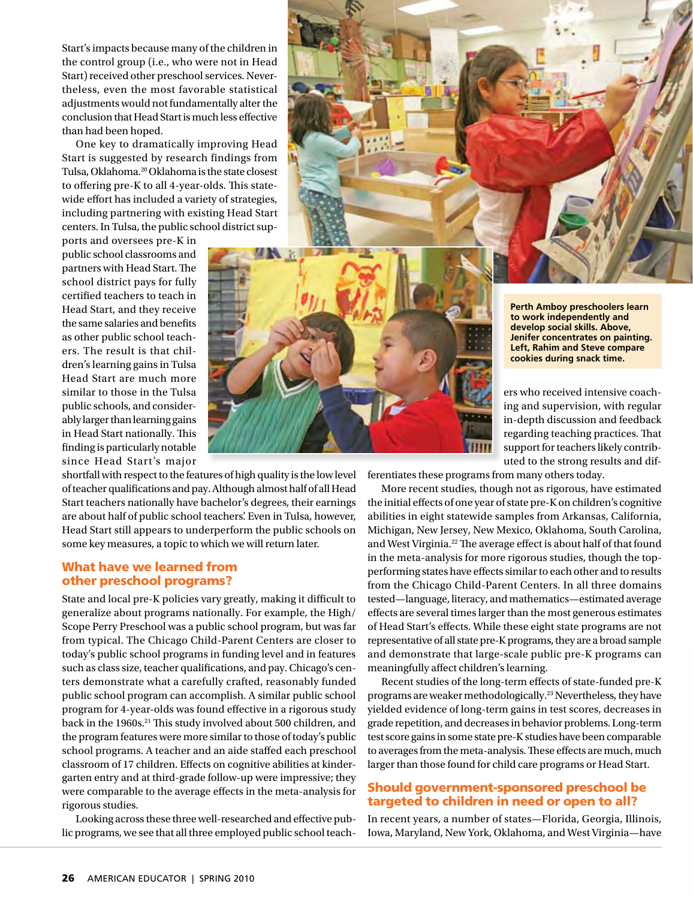Start's impacts because many of the children in the control group (i.e., who were not in Head Start) received other preschool services. Nevertheless, even the most favorable statistical adjustments would not fundamentally alter the conclusion that Head Start is much less effective than had been hoped.

One key to dramatically improving Head Start is suggested by research findings from Tulsa, Oklahoma.[20] Oklahoma is the state closest to offering pre-K to all 4-year-olds. This statewide effort has included a variety of strategies, including partnering with existing Head Start centers. In Tulsa, the public school district supports and oversees pre-K in public school classrooms and partners with Head Start. The school district pays for fully certified teachers to teach in Head Start, and they receive the same salaries and benefits as other public school teachers. The result is that children's learning gains in Tulsa Head Start are much more similar to those in the Tulsa public schools, and considerably larger than learning gains in Head Start nationally. This finding is particularly notable since Head Start's major shortfall with respect to the features of high quality is the low level of teacher qualifications and pay. Although almost half of all Head Start teachers nationally have bachelor's degrees, their earnings are about half of public school teachers'. Even in Tulsa, however, Head Start still appears to underperform the public schools on some key measures, a topic to which we will return later.

**Perth Amboy preschoolers learn to work independently and develop social skills. Above, Jenifer concentrates on painting. Left, Rahim and Steve compare cookies during snack time.**

## What have we learned from other preschool programs?

State and local pre-K policies vary greatly, making it difficult to generalize about programs nationally. For example, the High/Scope Perry Preschool was a public school program, but was far from typical. The Chicago Child-Parent Centers are closer to today's public school programs in funding level and in features such as class size, teacher qualifications, and pay. Chicago's centers demonstrate what a carefully crafted, reasonably funded public school program can accomplish. A similar public school program for 4-year-olds was found effective in a rigorous study back in the 1960s.[21] This study involved about 500 children, and the program features were more similar to those of today's public school programs. A teacher and an aide staffed each preschool classroom of 17 children. Effects on cognitive abilities at kindergarten entry and at third-grade follow-up were impressive; they were comparable to the average effects in the meta-analysis for rigorous studies.

Looking across these three well-researched and effective public programs, we see that all three employed public school teachers who received intensive coaching and supervision, with regular in-depth discussion and feedback regarding teaching practices. That support for teachers likely contributed to the strong results and differentiates these programs from many others today.

More recent studies, though not as rigorous, have estimated the initial effects of one year of state pre-K on children's cognitive abilities in eight statewide samples from Arkansas, California, Michigan, New Jersey, New Mexico, Oklahoma, South Carolina, and West Virginia.[22] The average effect is about half of that found in the meta-analysis for more rigorous studies, though the top-performing states have effects similar to each other and to results from the Chicago Child-Parent Centers. In all three domains tested—language, literacy, and mathematics—estimated average effects are several times larger than the most generous estimates of Head Start's effects. While these eight state programs are not representative of all state pre-K programs, they are a broad sample and demonstrate that large-scale public pre-K programs can meaningfully affect children's learning.

Recent studies of the long-term effects of state-funded pre-K programs are weaker methodologically.[23] Nevertheless, they have yielded evidence of long-term gains in test scores, decreases in grade repetition, and decreases in behavior problems. Long-term test score gains in some state pre-K studies have been comparable to averages from the meta-analysis. These effects are much, much larger than those found for child care programs or Head Start.

## Should government-sponsored preschool be targeted to children in need or open to all?

In recent years, a number of states—Florida, Georgia, Illinois, Iowa, Maryland, New York, Oklahoma, and West Virginia—have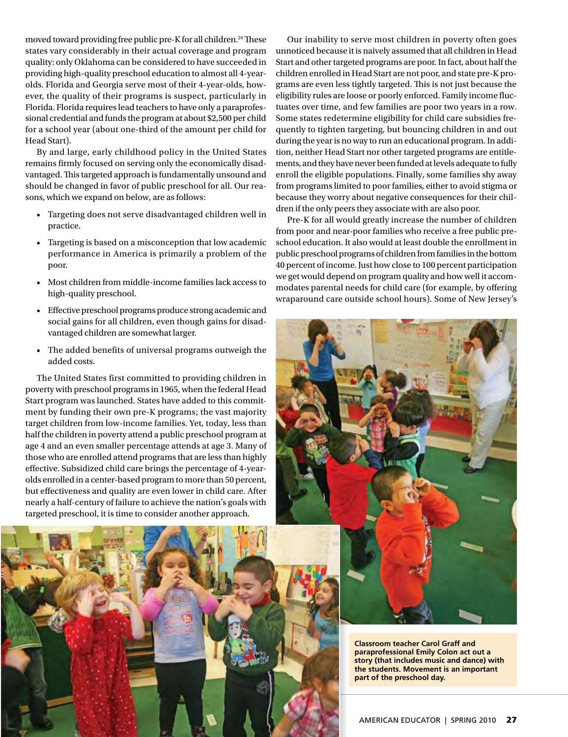moved toward providing free public pre-K for all children.[24] These states vary considerably in their actual coverage and program quality: only Oklahoma can be considered to have succeeded in providing high-quality preschool education to almost all 4-year-olds. Florida and Georgia serve most of their 4-year-olds, however, the quality of their programs is suspect, particularly in Florida. Florida requires lead teachers to have only a paraprofessional credential and funds the program at about $2,500 per child for a school year (about one-third of the amount per child for Head Start).

By and large, early childhood policy in the United States remains firmly focused on serving only the economically disadvantaged. This targeted approach is fundamentally unsound and should be changed in favor of public preschool for all. Our reasons, which we expand on below, are as follows:

- Targeting does not serve disadvantaged children well in practice.
- Targeting is based on a misconception that low academic performance in America is primarily a problem of the poor.
- Most children from middle-income families lack access to high-quality preschool.
- Effective preschool programs produce strong academic and social gains for all children, even though gains for disadvantaged children are somewhat larger.
- The added benefits of universal programs outweigh the added costs.

The United States first committed to providing children in poverty with preschool programs in 1965, when the federal Head Start program was launched. States have added to this commitment by funding their own pre-K programs; the vast majority target children from low-income families. Yet, today, less than half the children in poverty attend a public preschool program at age 4 and an even smaller percentage attends at age 3. Many of those who are enrolled attend programs that are less than highly effective. Subsidized child care brings the percentage of 4-year-olds enrolled in a center-based program to more than 50 percent, but effectiveness and quality are even lower in child care. After nearly a half-century of failure to achieve the nation's goals with targeted preschool, it is time to consider another approach.

Our inability to serve most children in poverty often goes unnoticed because it is naively assumed that all children in Head Start and other targeted programs are poor. In fact, about half the children enrolled in Head Start are not poor, and state pre-K programs are even less tightly targeted. This is not just because the eligibility rules are loose or poorly enforced. Family income fluctuates over time, and few families are poor two years in a row. Some states redetermine eligibility for child care subsidies frequently to tighten targeting, but bouncing children in and out during the year is no way to run an educational program. In addition, neither Head Start nor other targeted programs are entitlements, and they have never been funded at levels adequate to fully enroll the eligible populations. Finally, some families shy away from programs limited to poor families, either to avoid stigma or because they worry about negative consequences for their children if the only peers they associate with are also poor.

Pre-K for all would greatly increase the number of children from poor and near-poor families who receive a free public preschool education. It also would at least double the enrollment in public preschool programs of children from families in the bottom 40 percent of income. Just how close to 100 percent participation we get would depend on program quality and how well it accommodates parental needs for child care (for example, by offering wraparound care outside school hours). Some of New Jersey's

**Classroom teacher Carol Graff and paraprofessional Emily Colon act out a story (that includes music and dance) with the students. Movement is an important part of the preschool day.**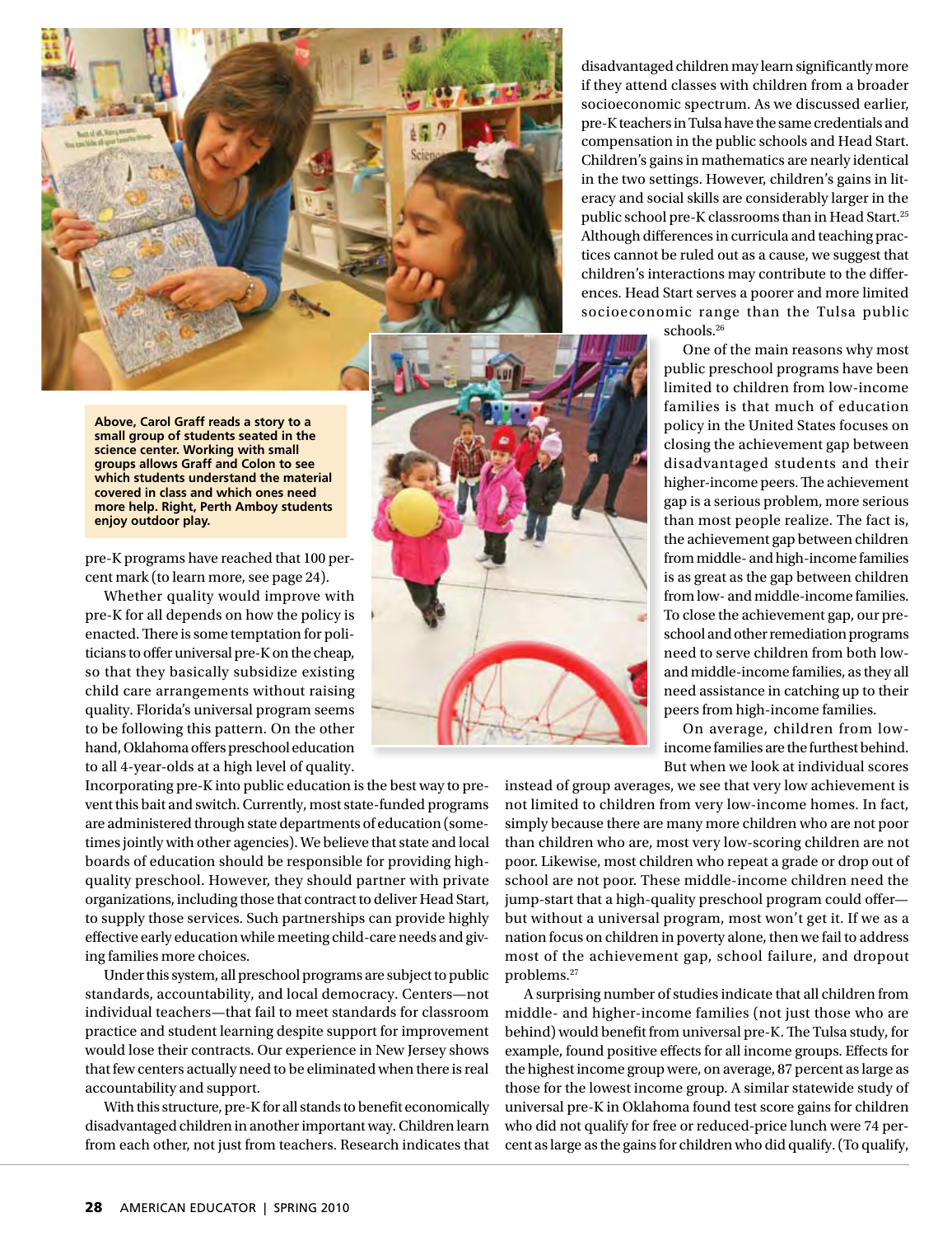**Above, Carol Graff reads a story to a small group of students seated in the science center. Working with small groups allows Graff and Colon to see which students understand the material covered in class and which ones need more help. Right, Perth Amboy students enjoy outdoor play.**

pre-K programs have reached that 100 percent mark (to learn more, see page 24).

Whether quality would improve with pre-K for all depends on how the policy is enacted. There is some temptation for politicians to offer universal pre-K on the cheap, so that they basically subsidize existing child care arrangements without raising quality. Florida's universal program seems to be following this pattern. On the other hand, Oklahoma offers preschool education to all 4-year-olds at a high level of quality. Incorporating pre-K into public education is the best way to prevent this bait and switch. Currently, most state-funded programs are administered through state departments of education (sometimes jointly with other agencies). We believe that state and local boards of education should be responsible for providing high-quality preschool. However, they should partner with private organizations, including those that contract to deliver Head Start, to supply those services. Such partnerships can provide highly effective early education while meeting child-care needs and giving families more choices.

Under this system, all preschool programs are subject to public standards, accountability, and local democracy. Centers—not individual teachers—that fail to meet standards for classroom practice and student learning despite support for improvement would lose their contracts. Our experience in New Jersey shows that few centers actually need to be eliminated when there is real accountability and support.

With this structure, pre-K for all stands to benefit economically disadvantaged children in another important way. Children learn from each other, not just from teachers. Research indicates that disadvantaged children may learn significantly more if they attend classes with children from a broader socioeconomic spectrum. As we discussed earlier, pre-K teachers in Tulsa have the same credentials and compensation in the public schools and Head Start. Children's gains in mathematics are nearly identical in the two settings. However, children's gains in literacy and social skills are considerably larger in the public school pre-K classrooms than in Head Start.[25] Although differences in curricula and teaching practices cannot be ruled out as a cause, we suggest that children's interactions may contribute to the differences. Head Start serves a poorer and more limited socioeconomic range than the Tulsa public schools.[26]

One of the main reasons why most public preschool programs have been limited to children from low-income families is that much of education policy in the United States focuses on closing the achievement gap between disadvantaged students and their higher-income peers. The achievement gap is a serious problem, more serious than most people realize. The fact is, the achievement gap between children from middle- and high-income families is as great as the gap between children from low- and middle-income families. To close the achievement gap, our preschool and other remediation programs need to serve children from both low- and middle-income families, as they all need assistance in catching up to their peers from high-income families.

On average, children from low-income families are the furthest behind. But when we look at individual scores instead of group averages, we see that very low achievement is not limited to children from very low-income homes. In fact, simply because there are many more children who are not poor than children who are, most very low-scoring children are not poor. Likewise, most children who repeat a grade or drop out of school are not poor. These middle-income children need the jump-start that a high-quality preschool program could offer—but without a universal program, most won't get it. If we as a nation focus on children in poverty alone, then we fail to address most of the achievement gap, school failure, and dropout problems.[27]

A surprising number of studies indicate that all children from middle- and higher-income families (not just those who are behind) would benefit from universal pre-K. The Tulsa study, for example, found positive effects for all income groups. Effects for the highest income group were, on average, 87 percent as large as those for the lowest income group. A similar statewide study of universal pre-K in Oklahoma found test score gains for children who did not qualify for free or reduced-price lunch were 74 percent as large as the gains for children who did qualify. (To qualify,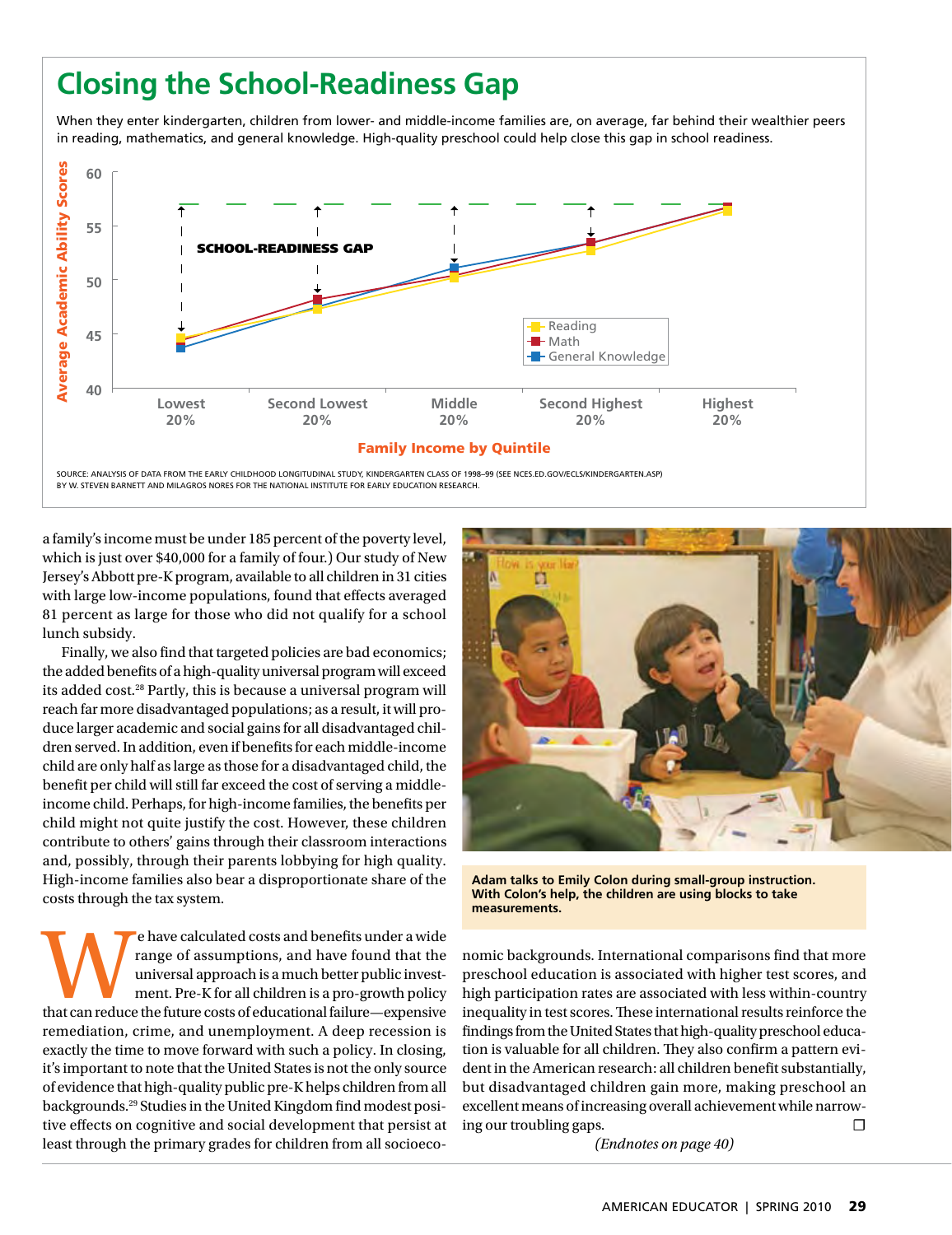## Closing the School-Readiness Gap

When they enter kindergarten, children from lower- and middle-income families are, on average, far behind their wealthier peers in reading, mathematics, and general knowledge. High-quality preschool could help close this gap in school readiness.

SOURCE: ANALYSIS OF DATA FROM THE EARLY CHILDHOOD LONGITUDINAL STUDY, KINDERGARTEN CLASS OF 1998–99 (SEE NCES.ED.GOV/ECLS/KINDERGARTEN.ASP) BY W. STEVEN BARNETT AND MILAGROS NORES FOR THE NATIONAL INSTITUTE FOR EARLY EDUCATION RESEARCH.

a family's income must be under 185 percent of the poverty level, which is just over $40,000 for a family of four.) Our study of New Jersey's Abbott pre-K program, available to all children in 31 cities with large low-income populations, found that effects averaged 81 percent as large for those who did not qualify for a school lunch subsidy.

Finally, we also find that targeted policies are bad economics; the added benefits of a high-quality universal program will exceed its added cost.[28] Partly, this is because a universal program will reach far more disadvantaged populations; as a result, it will produce larger academic and social gains for all disadvantaged children served. In addition, even if benefits for each middle-income child are only half as large as those for a disadvantaged child, the benefit per child will still far exceed the cost of serving a middle-income child. Perhaps, for high-income families, the benefits per child might not quite justify the cost. However, these children contribute to others' gains through their classroom interactions and, possibly, through their parents lobbying for high quality. High-income families also bear a disproportionate share of the costs through the tax system.

We have calculated costs and benefits under a wide range of assumptions, and have found that the universal approach is a much better public investment. Pre-K for all children is a pro-growth policy that can reduce the future costs of educational failure—expensive remediation, crime, and unemployment. A deep recession is exactly the time to move forward with such a policy. In closing, it's important to note that the United States is not the only source of evidence that high-quality public pre-K helps children from all backgrounds.[29] Studies in the United Kingdom find modest positive effects on cognitive and social development that persist at least through the primary grades for children from all socioeconomic backgrounds. International comparisons find that more preschool education is associated with higher test scores, and high participation rates are associated with less within-country inequality in test scores. These international results reinforce the findings from the United States that high-quality preschool education is valuable for all children. They also confirm a pattern evident in the American research: all children benefit substantially, but disadvantaged children gain more, making preschool an excellent means of increasing overall achievement while narrowing our troubling gaps. ☐

*(Endnotes on page 40)*

**Adam talks to Emily Colon during small-group instruction. With Colon's help, the children are using blocks to take measurements.**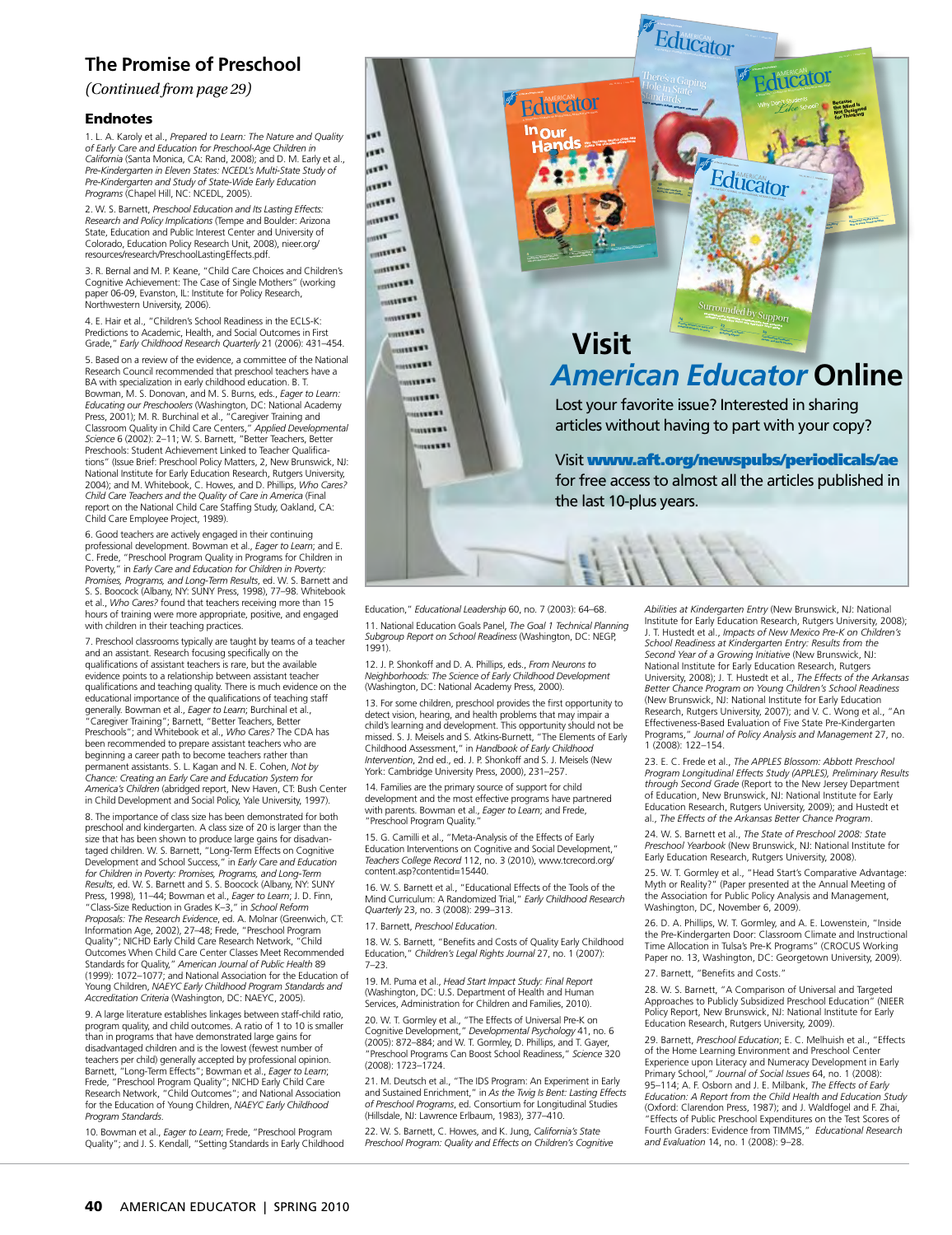## The Promise of Preschool

*(Continued from page 29)*

### Endnotes

1. L. A. Karoly et al., *Prepared to Learn: The Nature and Quality of Early Care and Education for Preschool-Age Children in California* (Santa Monica, CA: Rand, 2008); and D. M. Early et al., *Pre-Kindergarten in Eleven States: NCEDL's Multi-State Study of Pre-Kindergarten and Study of State-Wide Early Education Programs* (Chapel Hill, NC: NCEDL, 2005).

2. W. S. Barnett, *Preschool Education and Its Lasting Effects: Research and Policy Implications* (Tempe and Boulder: Arizona State, Education and Public Interest Center and University of Colorado, Education Policy Research Unit, 2008), nieer.org/resources/research/PreschoolLastingEffects.pdf.

3. R. Bernal and M. P. Keane, "Child Care Choices and Children's Cognitive Achievement: The Case of Single Mothers" (working paper 06-09, Evanston, IL: Institute for Policy Research, Northwestern University, 2006).

4. E. Hair et al., "Children's School Readiness in the ECLS-K: Predictions to Academic, Health, and Social Outcomes in First Grade," *Early Childhood Research Quarterly* 21 (2006): 431–454.

5. Based on a review of the evidence, a committee of the National Research Council recommended that preschool teachers have a BA with specialization in early childhood education. B. T. Bowman, M. S. Donovan, and M. S. Burns, eds., *Eager to Learn: Educating our Preschoolers* (Washington, DC: National Academy Press, 2001); M. R. Burchinal et al., "Caregiver Training and Classroom Quality in Child Care Centers," *Applied Developmental Science* 6 (2002): 2–11; W. S. Barnett, "Better Teachers, Better Preschools: Student Achievement Linked to Teacher Qualifications" (Issue Brief: Preschool Policy Matters, 2, New Brunswick, NJ: National Institute for Early Education Research, Rutgers University, 2004); and M. Whitebook, C. Howes, and D. Phillips, *Who Cares? Child Care Teachers and the Quality of Care in America* (Final report on the National Child Care Staffing Study, Oakland, CA: Child Care Employee Project, 1989).

6. Good teachers are actively engaged in their continuing professional development. Bowman et al., *Eager to Learn*; and E. C. Frede, "Preschool Program Quality in Programs for Children in Poverty," in *Early Care and Education for Children in Poverty: Promises, Programs, and Long-Term Results*, ed. W. S. Barnett and S. S. Boocock (Albany, NY: SUNY Press, 1998), 77–98. Whitebook et al., *Who Cares?* found that teachers receiving more than 15 hours of training were more appropriate, positive, and engaged with children in their teaching practices.

7. Preschool classrooms typically are taught by teams of a teacher and an assistant. Research focusing specifically on the qualifications of assistant teachers is rare, but the available evidence points to a relationship between assistant teacher qualifications and teaching quality. There is much evidence on the educational importance of the qualifications of teaching staff generally. Bowman et al., *Eager to Learn*; Burchinal et al., "Caregiver Training"; Barnett, "Better Teachers, Better Preschools"; and Whitebook et al., *Who Cares?* The CDA has been recommended to prepare assistant teachers who are beginning a career path to become teachers rather than permanent assistants. S. L. Kagan and N. E. Cohen, *Not by Chance: Creating an Early Care and Education System for America's Children* (abridged report, New Haven, CT: Bush Center in Child Development and Social Policy, Yale University, 1997).

8. The importance of class size has been demonstrated for both preschool and kindergarten. A class size of 20 is larger than the size that has been shown to produce large gains for disadvantaged children. W. S. Barnett, "Long-Term Effects on Cognitive Development and School Success," in *Early Care and Education for Children in Poverty: Promises, Programs, and Long-Term Results*, ed. W. S. Barnett and S. S. Boocock (Albany: SUNY Press, 1998), 11–44; Bowman et al., *Eager to Learn*; J. D. Finn, "Class-Size Reduction in Grades K–3," in *School Reform Proposals: The Research Evidence*, ed. A. Molnar (Greenwich, CT: Information Age, 2002), 27–48; Frede, "Preschool Program Quality"; NICHD Early Child Care Research Network, "Child Outcomes When Child Care Center Classes Meet Recommended Standards for Quality," *American Journal of Public Health* 89 (1999): 1072–1077; and National Association for the Education of Young Children, *NAEYC Early Childhood Program Standards and Accreditation Criteria* (Washington, DC: NAEYC, 2005).

9. A large literature establishes linkages between staff-child ratio, program quality, and child outcomes. A ratio of 1 to 10 is smaller than in programs that have demonstrated large gains for disadvantaged children and is the lowest (fewest number of teachers per child) generally accepted by professional opinion. Barnett, "Long-Term Effects"; Bowman et al., *Eager to Learn*; Frede, "Preschool Program Quality"; NICHD Early Child Care Research Network, "Child Outcomes"; and National Association for the Education of Young Children, *NAEYC Early Childhood Program Standards*.

10. Bowman et al., *Eager to Learn*; Frede, "Preschool Program Quality"; and J. S. Kendall, "Setting Standards in Early Childhood Education," *Educational Leadership* 60, no. 7 (2003): 64–68.

11. National Education Goals Panel, *The Goal 1 Technical Planning Subgroup Report on School Readiness* (Washington, DC: NEGP, 1991).

12. J. P. Shonkoff and D. A. Phillips, eds., *From Neurons to Neighborhoods: The Science of Early Childhood Development* (Washington, DC: National Academy Press, 2000).

13. For some children, preschool provides the first opportunity to detect vision, hearing, and health problems that may impair a child's learning and development. This opportunity should not be missed. S. J. Meisels and S. Atkins-Burnett, "The Elements of Early Childhood Assessment," in *Handbook of Early Childhood Intervention*, 2nd ed., ed. J. P. Shonkoff and S. J. Meisels (New York: Cambridge University Press, 2000), 231–257.

14. Families are the primary source of support for child development and the most effective programs have partnered with parents. Bowman et al., *Eager to Learn*; and Frede, "Preschool Program Quality."

15. G. Camilli et al., "Meta-Analysis of the Effects of Early Education Interventions on Cognitive and Social Development," *Teachers College Record* 112, no. 3 (2010), www.tcrecord.org/content.asp?contentid=15440.

16. W. S. Barnett et al., "Educational Effects of the Tools of the Mind Curriculum: A Randomized Trial," *Early Childhood Research Quarterly* 23, no. 3 (2008): 299–313.

17. Barnett, *Preschool Education*.

18. W. S. Barnett, "Benefits and Costs of Quality Early Childhood Education," *Children's Legal Rights Journal* 27, no. 1 (2007): 7–23.

19. M. Puma et al., *Head Start Impact Study: Final Report* (Washington, DC: U.S. Department of Health and Human Services, Administration for Children and Families, 2010).

20. W. T. Gormley et al., "The Effects of Universal Pre-K on Cognitive Development," *Developmental Psychology* 41, no. 6 (2005): 872–884; and W. T. Gormley, D. Phillips, and T. Gayer, "Preschool Programs Can Boost School Readiness," *Science* 320 (2008): 1723–1724.

21. M. Deutsch et al., "The IDS Program: An Experiment in Early and Sustained Enrichment," in *As the Twig Is Bent: Lasting Effects of Preschool Programs*, ed. Consortium for Longitudinal Studies (Hillsdale, NJ: Lawrence Erlbaum, 1983), 377–410.

22. W. S. Barnett, C. Howes, and K. Jung, *California's State Preschool Program: Quality and Effects on Children's Cognitive Abilities at Kindergarten Entry* (New Brunswick, NJ: National Institute for Early Education Research, Rutgers University, 2008); J. T. Hustedt et al., *Impacts of New Mexico Pre-K on Children's School Readiness at Kindergarten Entry: Results from the Second Year of a Growing Initiative* (New Brunswick, NJ: National Institute for Early Education Research, Rutgers University, 2008); J. T. Hustedt et al., *The Effects of the Arkansas Better Chance Program on Young Children's School Readiness* (New Brunswick, NJ: National Institute for Early Education Research, Rutgers University, 2007); and V. C. Wong et al., "An Effectiveness-Based Evaluation of Five State Pre-Kindergarten Programs," *Journal of Policy Analysis and Management* 27, no. 1 (2008): 122–154.

23. E. C. Frede et al., *The APPLES Blossom: Abbott Preschool Program Longitudinal Effects Study (APPLES), Preliminary Results through Second Grade* (Report to the New Jersey Department of Education, New Brunswick, NJ: National Institute for Early Education Research, Rutgers University, 2009); and Hustedt et al., *The Effects of the Arkansas Better Chance Program*.

24. W. S. Barnett et al., *The State of Preschool 2008: State Preschool Yearbook* (New Brunswick, NJ: National Institute for Early Education Research, 2008).

25. W. T. Gormley et al., "Head Start's Comparative Advantage: Myth or Reality?" (Paper presented at the Annual Meeting of the Association for Public Policy Analysis and Management, Washington, DC, November 6, 2009).

26. D. A. Phillips, W. T. Gormley, and A. E. Lowenstein, "Inside the Pre-Kindergarten Door: Classroom Climate and Instructional Time Allocation in Tulsa's Pre-K Programs" (CROCUS Working Paper no. 13, Washington, DC: Georgetown University, 2009).

27. Barnett, "Benefits and Costs."

28. W. S. Barnett, "A Comparison of Universal and Targeted Approaches to Publicly Subsidized Preschool Education" (NIEER Policy Report, New Brunswick, NJ: National Institute for Early Education Research, Rutgers University, 2009).

29. Barnett, *Preschool Education*; E. C. Melhuish et al., "Effects of the Home Learning Environment and Preschool Center Experience upon Literacy and Numeracy Development in Early Primary School," *Journal of Social Issues* 64, no. 1 (2008): 95–114; A. F. Osborn and J. E. Milbank, *The Effects of Early Education: A Report from the Child Health and Education Study* (Oxford: Clarendon Press, 1987); and J. Waldfogel and F. Zhai, "Effects of Public Preschool Expenditures on the Test Scores of Fourth Graders: Evidence from TIMMS," *Educational Research and Evaluation* 14, no. 1 (2008): 9–28.

---

## Visit *American Educator* Online

Lost your favorite issue? Interested in sharing articles without having to part with your copy?

Visit **www.aft.org/newspubs/periodicals/ae** for free access to almost all the articles published in the last 10-plus years.